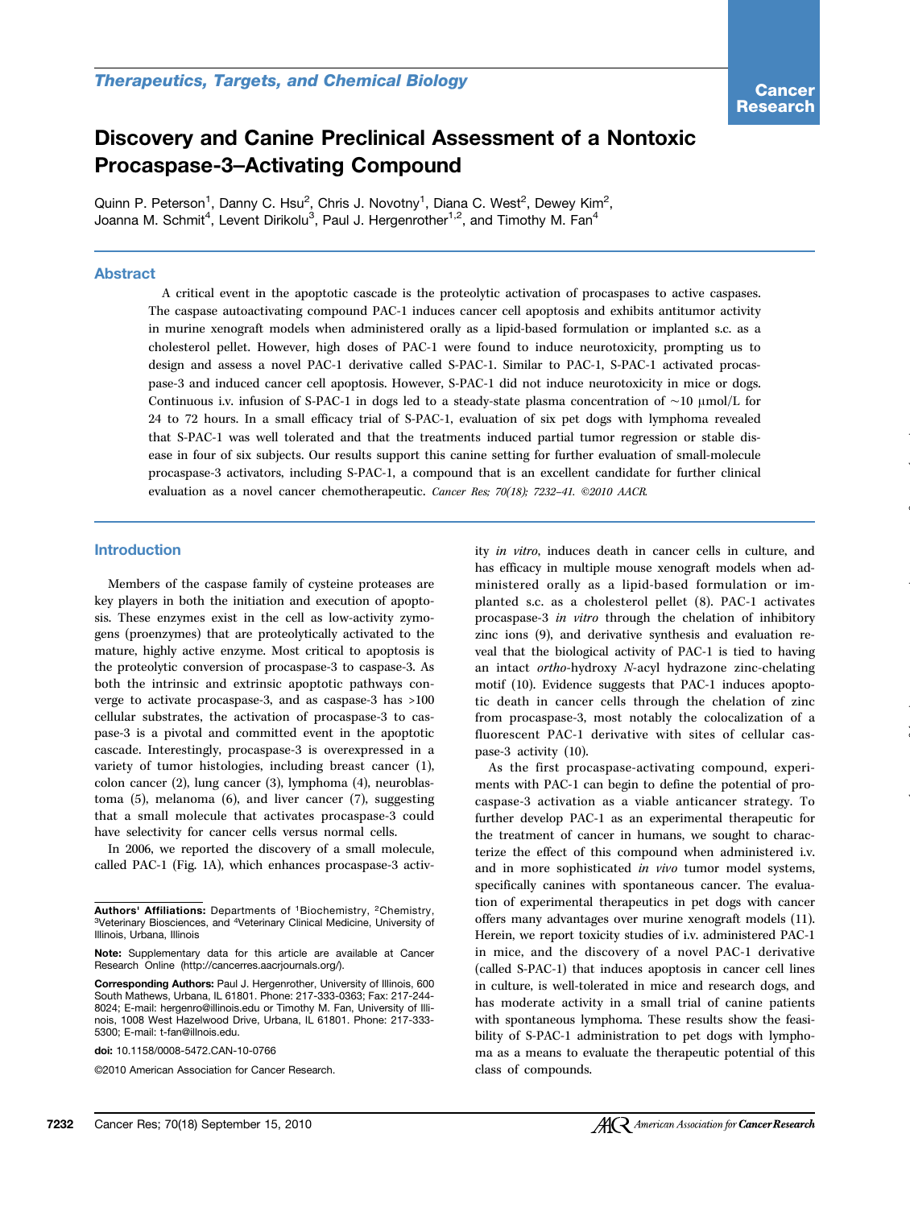Therapeutics, Targets, and Chemical Biology

# Discovery and Canine Preclinical Assessment of a Nontoxic Procaspase-3–Activating Compound

Quinn P. Peterson[1], Danny C. Hsu[2], Chris J. Novotny[1], Diana C. West[2], Dewey Kim[2], Joanna M. Schmit[4], Levent Dirikolu[3], Paul J. Hergenrother[1,2], and Timothy M. Fan[4]

## Abstract

A critical event in the apoptotic cascade is the proteolytic activation of procaspases to active caspases. The caspase autoactivating compound PAC-1 induces cancer cell apoptosis and exhibits antitumor activity in murine xenograft models when administered orally as a lipid-based formulation or implanted s.c. as a cholesterol pellet. However, high doses of PAC-1 were found to induce neurotoxicity, prompting us to design and assess a novel PAC-1 derivative called S-PAC-1. Similar to PAC-1, S-PAC-1 activated procaspase-3 and induced cancer cell apoptosis. However, S-PAC-1 did not induce neurotoxicity in mice or dogs. Continuous i.v. infusion of S-PAC-1 in dogs led to a steady-state plasma concentration of ~10 μmol/L for 24 to 72 hours. In a small efficacy trial of S-PAC-1, evaluation of six pet dogs with lymphoma revealed that S-PAC-1 was well tolerated and that the treatments induced partial tumor regression or stable disease in four of six subjects. Our results support this canine setting for further evaluation of small-molecule procaspase-3 activators, including S-PAC-1, a compound that is an excellent candidate for further clinical evaluation as a novel cancer chemotherapeutic. *Cancer Res; 70(18); 7232–41. ©2010 AACR.*

## Introduction

Members of the caspase family of cysteine proteases are key players in both the initiation and execution of apoptosis. These enzymes exist in the cell as low-activity zymogens (proenzymes) that are proteolytically activated to the mature, highly active enzyme. Most critical to apoptosis is the proteolytic conversion of procaspase-3 to caspase-3. As both the intrinsic and extrinsic apoptotic pathways converge to activate procaspase-3, and as caspase-3 has >100 cellular substrates, the activation of procaspase-3 to caspase-3 is a pivotal and committed event in the apoptotic cascade. Interestingly, procaspase-3 is overexpressed in a variety of tumor histologies, including breast cancer (1), colon cancer (2), lung cancer (3), lymphoma (4), neuroblastoma (5), melanoma (6), and liver cancer (7), suggesting that a small molecule that activates procaspase-3 could have selectivity for cancer cells versus normal cells.

In 2006, we reported the discovery of a small molecule, called PAC-1 (Fig. 1A), which enhances procaspase-3 activity *in vitro*, induces death in cancer cells in culture, and has efficacy in multiple mouse xenograft models when administered orally as a lipid-based formulation or implanted s.c. as a cholesterol pellet (8). PAC-1 activates procaspase-3 *in vitro* through the chelation of inhibitory zinc ions (9), and derivative synthesis and evaluation reveal that the biological activity of PAC-1 is tied to having an intact *ortho*-hydroxy *N*-acyl hydrazone zinc-chelating motif (10). Evidence suggests that PAC-1 induces apoptotic death in cancer cells through the chelation of zinc from procaspase-3, most notably the colocalization of a fluorescent PAC-1 derivative with sites of cellular caspase-3 activity (10).

As the first procaspase-activating compound, experiments with PAC-1 can begin to define the potential of procaspase-3 activation as a viable anticancer strategy. To further develop PAC-1 as an experimental therapeutic for the treatment of cancer in humans, we sought to characterize the effect of this compound when administered i.v. and in more sophisticated *in vivo* tumor model systems, specifically canines with spontaneous cancer. The evaluation of experimental therapeutics in pet dogs with cancer offers many advantages over murine xenograft models (11). Herein, we report toxicity studies of i.v. administered PAC-1 in mice, and the discovery of a novel PAC-1 derivative (called S-PAC-1) that induces apoptosis in cancer cell lines in culture, is well-tolerated in mice and research dogs, and has moderate activity in a small trial of canine patients with spontaneous lymphoma. These results show the feasibility of S-PAC-1 administration to pet dogs with lymphoma as a means to evaluate the therapeutic potential of this class of compounds.

---

**Authors' Affiliations:** Departments of [1]Biochemistry, [2]Chemistry, [3]Veterinary Biosciences, and [4]Veterinary Clinical Medicine, University of Illinois, Urbana, Illinois

**Note:** Supplementary data for this article are available at Cancer Research Online (http://cancerres.aacrjournals.org/).

**Corresponding Authors:** Paul J. Hergenrother, University of Illinois, 600 South Mathews, Urbana, IL 61801. Phone: 217-333-0363; Fax: 217-244-8024; E-mail: hergenro@illinois.edu or Timothy M. Fan, University of Illinois, 1008 West Hazelwood Drive, Urbana, IL 61801. Phone: 217-333-5300; E-mail: t-fan@illinois.edu.

**doi:** 10.1158/0008-5472.CAN-10-0766

©2010 American Association for Cancer Research.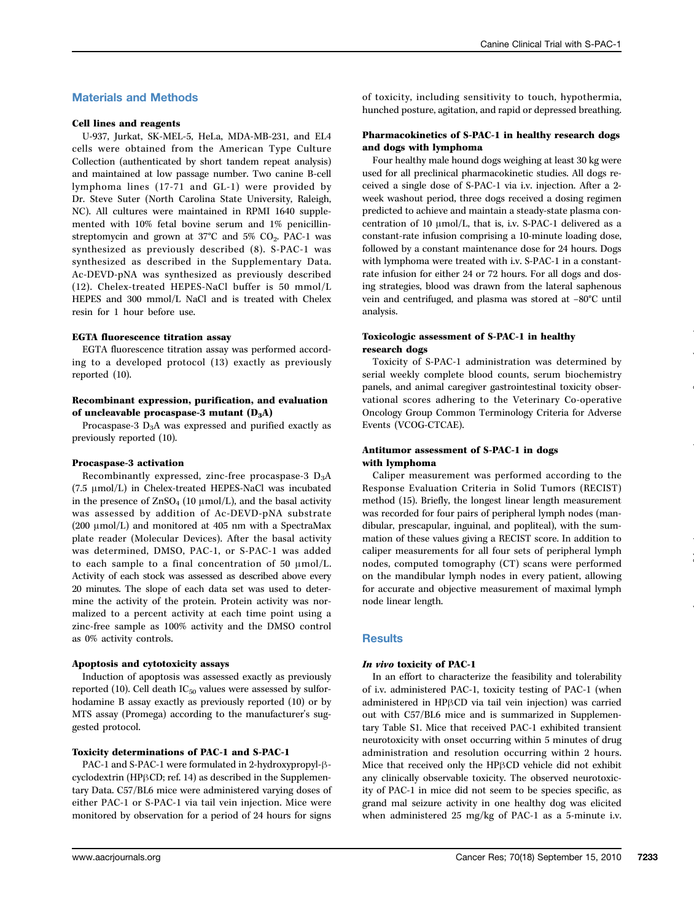## Materials and Methods

### Cell lines and reagents

U-937, Jurkat, SK-MEL-5, HeLa, MDA-MB-231, and EL4 cells were obtained from the American Type Culture Collection (authenticated by short tandem repeat analysis) and maintained at low passage number. Two canine B-cell lymphoma lines (17-71 and GL-1) were provided by Dr. Steve Suter (North Carolina State University, Raleigh, NC). All cultures were maintained in RPMI 1640 supplemented with 10% fetal bovine serum and 1% penicillin-streptomycin and grown at 37°C and 5% $CO_2$. PAC-1 was synthesized as previously described (8). S-PAC-1 was synthesized as described in the Supplementary Data. Ac-DEVD-pNA was synthesized as previously described (12). Chelex-treated HEPES-NaCl buffer is 50 mmol/L HEPES and 300 mmol/L NaCl and is treated with Chelex resin for 1 hour before use.

### EGTA fluorescence titration assay

EGTA fluorescence titration assay was performed according to a developed protocol (13) exactly as previously reported (10).

### Recombinant expression, purification, and evaluation of uncleavable procaspase-3 mutant ($D_3A$)

Procaspase-3 $D_3A$ was expressed and purified exactly as previously reported (10).

### Procaspase-3 activation

Recombinantly expressed, zinc-free procaspase-3 $D_3A$ (7.5 μmol/L) in Chelex-treated HEPES-NaCl was incubated in the presence of $ZnSO_4$ (10 μmol/L), and the basal activity was assessed by addition of Ac-DEVD-pNA substrate (200 μmol/L) and monitored at 405 nm with a SpectraMax plate reader (Molecular Devices). After the basal activity was determined, DMSO, PAC-1, or S-PAC-1 was added to each sample to a final concentration of 50 μmol/L. Activity of each stock was assessed as described above every 20 minutes. The slope of each data set was used to determine the activity of the protein. Protein activity was normalized to a percent activity at each time point using a zinc-free sample as 100% activity and the DMSO control as 0% activity controls.

### Apoptosis and cytotoxicity assays

Induction of apoptosis was assessed exactly as previously reported (10). Cell death $IC_{50}$ values were assessed by sulforhodamine B assay exactly as previously reported (10) or by MTS assay (Promega) according to the manufacturer's suggested protocol.

### Toxicity determinations of PAC-1 and S-PAC-1

PAC-1 and S-PAC-1 were formulated in 2-hydroxypropyl-β-cyclodextrin (HPβCD; ref. 14) as described in the Supplementary Data. C57/BL6 mice were administered varying doses of either PAC-1 or S-PAC-1 via tail vein injection. Mice were monitored by observation for a period of 24 hours for signs of toxicity, including sensitivity to touch, hypothermia, hunched posture, agitation, and rapid or depressed breathing.

### Pharmacokinetics of S-PAC-1 in healthy research dogs and dogs with lymphoma

Four healthy male hound dogs weighing at least 30 kg were used for all preclinical pharmacokinetic studies. All dogs received a single dose of S-PAC-1 via i.v. injection. After a 2-week washout period, three dogs received a dosing regimen predicted to achieve and maintain a steady-state plasma concentration of 10 μmol/L, that is, i.v. S-PAC-1 delivered as a constant-rate infusion comprising a 10-minute loading dose, followed by a constant maintenance dose for 24 hours. Dogs with lymphoma were treated with i.v. S-PAC-1 in a constant-rate infusion for either 24 or 72 hours. For all dogs and dosing strategies, blood was drawn from the lateral saphenous vein and centrifuged, and plasma was stored at −80°C until analysis.

### Toxicologic assessment of S-PAC-1 in healthy research dogs

Toxicity of S-PAC-1 administration was determined by serial weekly complete blood counts, serum biochemistry panels, and animal caregiver gastrointestinal toxicity observational scores adhering to the Veterinary Co-operative Oncology Group Common Terminology Criteria for Adverse Events (VCOG-CTCAE).

### Antitumor assessment of S-PAC-1 in dogs with lymphoma

Caliper measurement was performed according to the Response Evaluation Criteria in Solid Tumors (RECIST) method (15). Briefly, the longest linear length measurement was recorded for four pairs of peripheral lymph nodes (mandibular, prescapular, inguinal, and popliteal), with the summation of these values giving a RECIST score. In addition to caliper measurements for all four sets of peripheral lymph nodes, computed tomography (CT) scans were performed on the mandibular lymph nodes in every patient, allowing for accurate and objective measurement of maximal lymph node linear length.

## Results

### *In vivo* toxicity of PAC-1

In an effort to characterize the feasibility and tolerability of i.v. administered PAC-1, toxicity testing of PAC-1 (when administered in HPβCD via tail vein injection) was carried out with C57/BL6 mice and is summarized in Supplementary Table S1. Mice that received PAC-1 exhibited transient neurotoxicity with onset occurring within 5 minutes of drug administration and resolution occurring within 2 hours. Mice that received only the HPβCD vehicle did not exhibit any clinically observable toxicity. The observed neurotoxicity of PAC-1 in mice did not seem to be species specific, as grand mal seizure activity in one healthy dog was elicited when administered 25 mg/kg of PAC-1 as a 5-minute i.v.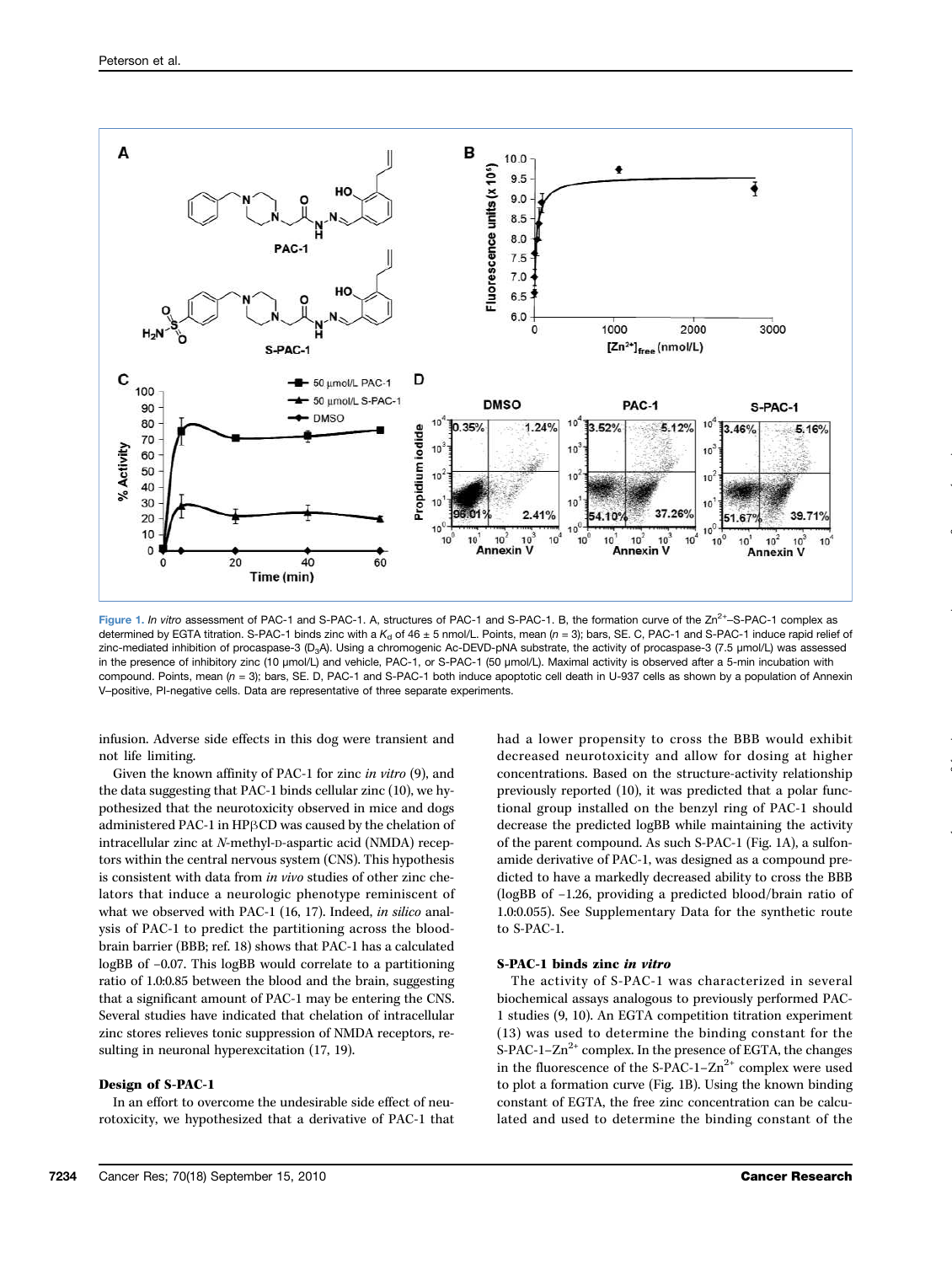Figure 1. *In vitro* assessment of PAC-1 and S-PAC-1. A, structures of PAC-1 and S-PAC-1. B, the formation curve of the $Zn^{2+}$–S-PAC-1 complex as determined by EGTA titration. S-PAC-1 binds zinc with a $K_d$ of 46 ± 5 nmol/L. Points, mean ($n$ = 3); bars, SE. C, PAC-1 and S-PAC-1 induce rapid relief of zinc-mediated inhibition of procaspase-3 ($D_3A$). Using a chromogenic Ac-DEVD-pNA substrate, the activity of procaspase-3 (7.5 μmol/L) was assessed in the presence of inhibitory zinc (10 μmol/L) and vehicle, PAC-1, or S-PAC-1 (50 μmol/L). Maximal activity is observed after a 5-min incubation with compound. Points, mean ($n$ = 3); bars, SE. D, PAC-1 and S-PAC-1 both induce apoptotic cell death in U-937 cells as shown by a population of Annexin V–positive, PI-negative cells. Data are representative of three separate experiments.

infusion. Adverse side effects in this dog were transient and not life limiting.

Given the known affinity of PAC-1 for zinc *in vitro* (9), and the data suggesting that PAC-1 binds cellular zinc (10), we hypothesized that the neurotoxicity observed in mice and dogs administered PAC-1 in HPβCD was caused by the chelation of intracellular zinc at *N*-methyl-D-aspartic acid (NMDA) receptors within the central nervous system (CNS). This hypothesis is consistent with data from *in vivo* studies of other zinc chelators that induce a neurologic phenotype reminiscent of what we observed with PAC-1 (16, 17). Indeed, *in silico* analysis of PAC-1 to predict the partitioning across the blood-brain barrier (BBB; ref. 18) shows that PAC-1 has a calculated logBB of −0.07. This logBB would correlate to a partitioning ratio of 1.0:0.85 between the blood and the brain, suggesting that a significant amount of PAC-1 may be entering the CNS. Several studies have indicated that chelation of intracellular zinc stores relieves tonic suppression of NMDA receptors, resulting in neuronal hyperexcitation (17, 19).

**Design of S-PAC-1**

In an effort to overcome the undesirable side effect of neurotoxicity, we hypothesized that a derivative of PAC-1 that had a lower propensity to cross the BBB would exhibit decreased neurotoxicity and allow for dosing at higher concentrations. Based on the structure-activity relationship previously reported (10), it was predicted that a polar functional group installed on the benzyl ring of PAC-1 should decrease the predicted logBB while maintaining the activity of the parent compound. As such S-PAC-1 (Fig. 1A), a sulfonamide derivative of PAC-1, was designed as a compound predicted to have a markedly decreased ability to cross the BBB (logBB of −1.26, providing a predicted blood/brain ratio of 1.0:0.055). See Supplementary Data for the synthetic route to S-PAC-1.

**S-PAC-1 binds zinc *in vitro***

The activity of S-PAC-1 was characterized in several biochemical assays analogous to previously performed PAC-1 studies (9, 10). An EGTA competition titration experiment (13) was used to determine the binding constant for the S-PAC-1–$Zn^{2+}$ complex. In the presence of EGTA, the changes in the fluorescence of the S-PAC-1–$Zn^{2+}$ complex were used to plot a formation curve (Fig. 1B). Using the known binding constant of EGTA, the free zinc concentration can be calculated and used to determine the binding constant of the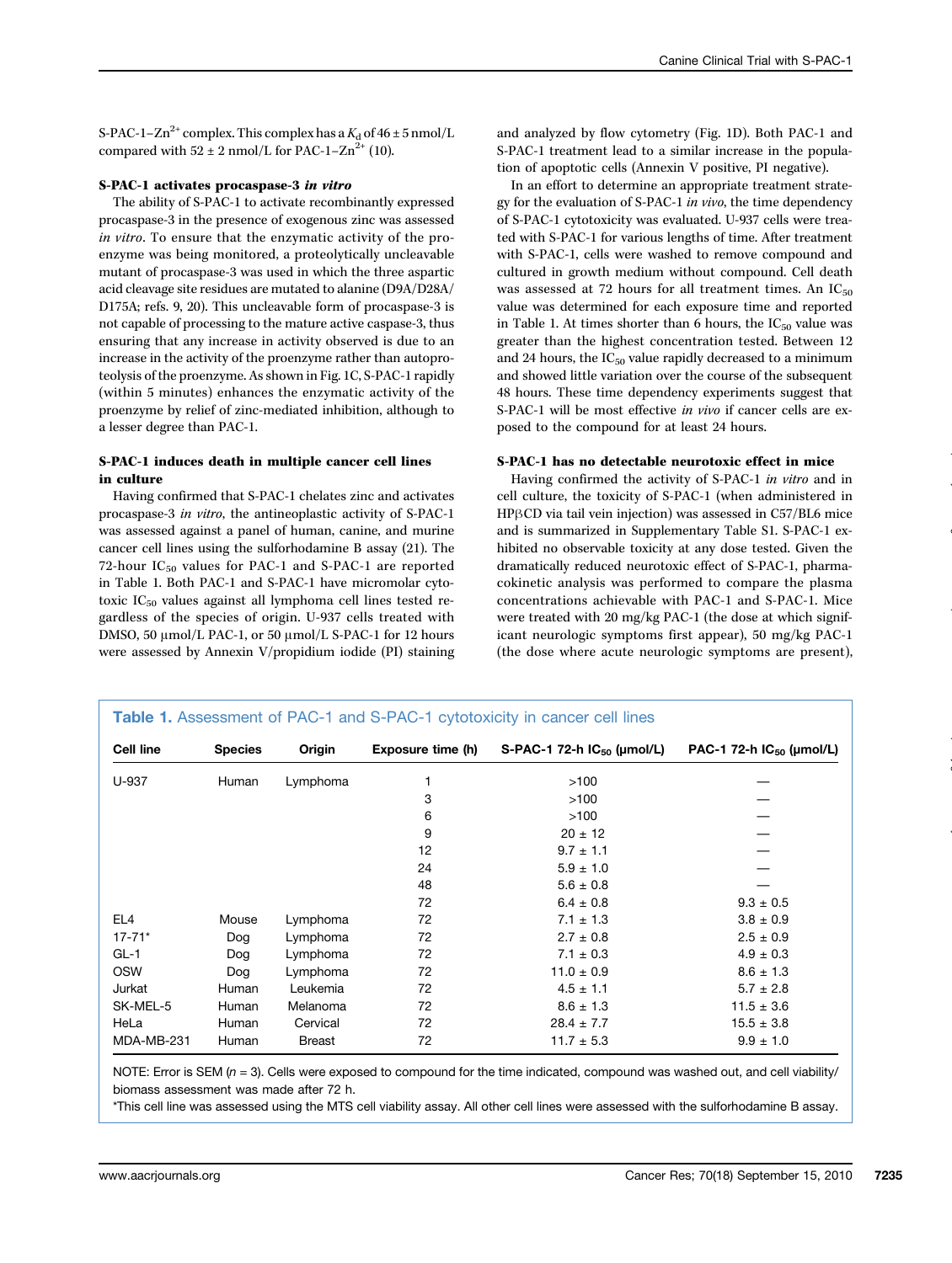S-PAC-1–$Zn^{2+}$ complex. This complex has a $K_d$ of 46 ± 5 nmol/L compared with 52 ± 2 nmol/L for PAC-1–$Zn^{2+}$ (10).

### S-PAC-1 activates procaspase-3 *in vitro*

The ability of S-PAC-1 to activate recombinantly expressed procaspase-3 in the presence of exogenous zinc was assessed *in vitro*. To ensure that the enzymatic activity of the proenzyme was being monitored, a proteolytically uncleavable mutant of procaspase-3 was used in which the three aspartic acid cleavage site residues are mutated to alanine (D9A/D28A/D175A; refs. 9, 20). This uncleavable form of procaspase-3 is not capable of processing to the mature active caspase-3, thus ensuring that any increase in activity observed is due to an increase in the activity of the proenzyme rather than autoproteolysis of the proenzyme. As shown in Fig. 1C, S-PAC-1 rapidly (within 5 minutes) enhances the enzymatic activity of the proenzyme by relief of zinc-mediated inhibition, although to a lesser degree than PAC-1.

### S-PAC-1 induces death in multiple cancer cell lines in culture

Having confirmed that S-PAC-1 chelates zinc and activates procaspase-3 *in vitro*, the antineoplastic activity of S-PAC-1 was assessed against a panel of human, canine, and murine cancer cell lines using the sulforhodamine B assay (21). The 72-hour $IC_{50}$ values for PAC-1 and S-PAC-1 are reported in Table 1. Both PAC-1 and S-PAC-1 have micromolar cytotoxic $IC_{50}$ values against all lymphoma cell lines tested regardless of the species of origin. U-937 cells treated with DMSO, 50 μmol/L PAC-1, or 50 μmol/L S-PAC-1 for 12 hours were assessed by Annexin V/propidium iodide (PI) staining and analyzed by flow cytometry (Fig. 1D). Both PAC-1 and S-PAC-1 treatment lead to a similar increase in the population of apoptotic cells (Annexin V positive, PI negative).

In an effort to determine an appropriate treatment strategy for the evaluation of S-PAC-1 *in vivo*, the time dependency of S-PAC-1 cytotoxicity was evaluated. U-937 cells were treated with S-PAC-1 for various lengths of time. After treatment with S-PAC-1, cells were washed to remove compound and cultured in growth medium without compound. Cell death was assessed at 72 hours for all treatment times. An $IC_{50}$ value was determined for each exposure time and reported in Table 1. At times shorter than 6 hours, the $IC_{50}$ value was greater than the highest concentration tested. Between 12 and 24 hours, the $IC_{50}$ value rapidly decreased to a minimum and showed little variation over the course of the subsequent 48 hours. These time dependency experiments suggest that S-PAC-1 will be most effective *in vivo* if cancer cells are exposed to the compound for at least 24 hours.

### S-PAC-1 has no detectable neurotoxic effect in mice

Having confirmed the activity of S-PAC-1 *in vitro* and in cell culture, the toxicity of S-PAC-1 (when administered in HPβCD via tail vein injection) was assessed in C57/BL6 mice and is summarized in Supplementary Table S1. S-PAC-1 exhibited no observable toxicity at any dose tested. Given the dramatically reduced neurotoxic effect of S-PAC-1, pharmacokinetic analysis was performed to compare the plasma concentrations achievable with PAC-1 and S-PAC-1. Mice were treated with 20 mg/kg PAC-1 (the dose at which significant neurologic symptoms first appear), 50 mg/kg PAC-1 (the dose where acute neurologic symptoms are present),

**Table 1.** Assessment of PAC-1 and S-PAC-1 cytotoxicity in cancer cell lines

| Cell line | Species | Origin | Exposure time (h) | S-PAC-1 72-h $IC_{50}$ (μmol/L) | PAC-1 72-h $IC_{50}$ (μmol/L) |
|---|---|---|---|---|---|
| U-937 | Human | Lymphoma | 1 | >100 | — |
| | | | 3 | >100 | — |
| | | | 6 | >100 | — |
| | | | 9 | 20 ± 12 | — |
| | | | 12 | 9.7 ± 1.1 | — |
| | | | 24 | 5.9 ± 1.0 | — |
| | | | 48 | 5.6 ± 0.8 | — |
| | | | 72 | 6.4 ± 0.8 | 9.3 ± 0.5 |
| EL4 | Mouse | Lymphoma | 72 | 7.1 ± 1.3 | 3.8 ± 0.9 |
| 17-71* | Dog | Lymphoma | 72 | 2.7 ± 0.8 | 2.5 ± 0.9 |
| GL-1 | Dog | Lymphoma | 72 | 7.1 ± 0.3 | 4.9 ± 0.3 |
| OSW | Dog | Lymphoma | 72 | 11.0 ± 0.9 | 8.6 ± 1.3 |
| Jurkat | Human | Leukemia | 72 | 4.5 ± 1.1 | 5.7 ± 2.8 |
| SK-MEL-5 | Human | Melanoma | 72 | 8.6 ± 1.3 | 11.5 ± 3.6 |
| HeLa | Human | Cervical | 72 | 28.4 ± 7.7 | 15.5 ± 3.8 |
| MDA-MB-231 | Human | Breast | 72 | 11.7 ± 5.3 | 9.9 ± 1.0 |

NOTE: Error is SEM ($n$ = 3). Cells were exposed to compound for the time indicated, compound was washed out, and cell viability/biomass assessment was made after 72 h.

*This cell line was assessed using the MTS cell viability assay. All other cell lines were assessed with the sulforhodamine B assay.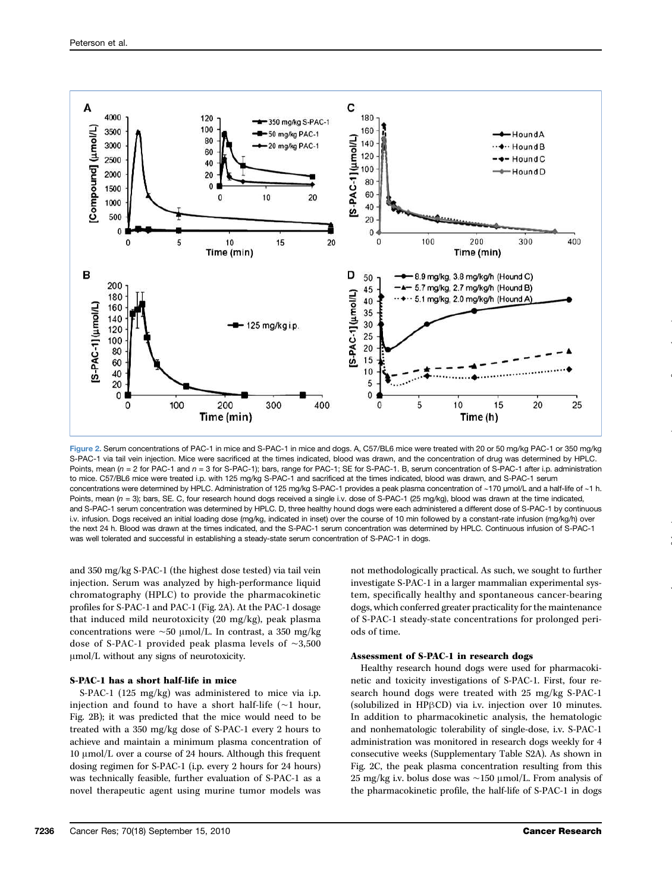Figure 2. Serum concentrations of PAC-1 in mice and S-PAC-1 in mice and dogs. A, C57/BL6 mice were treated with 20 or 50 mg/kg PAC-1 or 350 mg/kg S-PAC-1 via tail vein injection. Mice were sacrificed at the times indicated, blood was drawn, and the concentration of drug was determined by HPLC. Points, mean (n = 2 for PAC-1 and n = 3 for S-PAC-1); bars, range for PAC-1; SE for S-PAC-1. B, serum concentration of S-PAC-1 after i.p. administration to mice. C57/BL6 mice were treated i.p. with 125 mg/kg S-PAC-1 and sacrificed at the times indicated, blood was drawn, and S-PAC-1 serum concentrations were determined by HPLC. Administration of 125 mg/kg S-PAC-1 provides a peak plasma concentration of ~170 µmol/L and a half-life of ~1 h. Points, mean (n = 3); bars, SE. C, four research hound dogs received a single i.v. dose of S-PAC-1 (25 mg/kg), blood was drawn at the time indicated, and S-PAC-1 serum concentration was determined by HPLC. D, three healthy hound dogs were each administered a different dose of S-PAC-1 by continuous i.v. infusion. Dogs received an initial loading dose (mg/kg, indicated in inset) over the course of 10 min followed by a constant-rate infusion (mg/kg/h) over the next 24 h. Blood was drawn at the times indicated, and the S-PAC-1 serum concentration was determined by HPLC. Continuous infusion of S-PAC-1 was well tolerated and successful in establishing a steady-state serum concentration of S-PAC-1 in dogs.

and 350 mg/kg S-PAC-1 (the highest dose tested) via tail vein injection. Serum was analyzed by high-performance liquid chromatography (HPLC) to provide the pharmacokinetic profiles for S-PAC-1 and PAC-1 (Fig. 2A). At the PAC-1 dosage that induced mild neurotoxicity (20 mg/kg), peak plasma concentrations were ~50 µmol/L. In contrast, a 350 mg/kg dose of S-PAC-1 provided peak plasma levels of ~3,500 µmol/L without any signs of neurotoxicity.

### S-PAC-1 has a short half-life in mice

S-PAC-1 (125 mg/kg) was administered to mice via i.p. injection and found to have a short half-life (~1 hour, Fig. 2B); it was predicted that the mice would need to be treated with a 350 mg/kg dose of S-PAC-1 every 2 hours to achieve and maintain a minimum plasma concentration of 10 µmol/L over a course of 24 hours. Although this frequent dosing regimen for S-PAC-1 (i.p. every 2 hours for 24 hours) was technically feasible, further evaluation of S-PAC-1 as a novel therapeutic agent using murine tumor models was not methodologically practical. As such, we sought to further investigate S-PAC-1 in a larger mammalian experimental system, specifically healthy and spontaneous cancer-bearing dogs, which conferred greater practicality for the maintenance of S-PAC-1 steady-state concentrations for prolonged periods of time.

### Assessment of S-PAC-1 in research dogs

Healthy research hound dogs were used for pharmacokinetic and toxicity investigations of S-PAC-1. First, four research hound dogs were treated with 25 mg/kg S-PAC-1 (solubilized in HPβCD) via i.v. injection over 10 minutes. In addition to pharmacokinetic analysis, the hematologic and nonhematologic tolerability of single-dose, i.v. S-PAC-1 administration was monitored in research dogs weekly for 4 consecutive weeks (Supplementary Table S2A). As shown in Fig. 2C, the peak plasma concentration resulting from this 25 mg/kg i.v. bolus dose was ~150 µmol/L. From analysis of the pharmacokinetic profile, the half-life of S-PAC-1 in dogs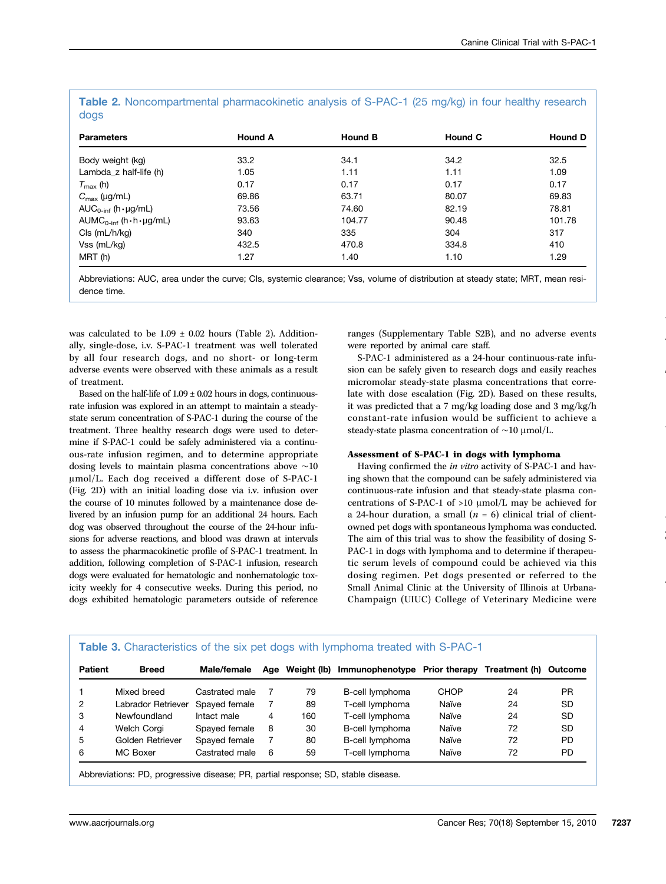**Table 2.** Noncompartmental pharmacokinetic analysis of S-PAC-1 (25 mg/kg) in four healthy research dogs

| Parameters | Hound A | Hound B | Hound C | Hound D |
|---|---|---|---|---|
| Body weight (kg) | 33.2 | 34.1 | 34.2 | 32.5 |
| Lambda_z half-life (h) | 1.05 | 1.11 | 1.11 | 1.09 |
| $T_{max}$ (h) | 0.17 | 0.17 | 0.17 | 0.17 |
| $C_{max}$ (μg/mL) | 69.86 | 63.71 | 80.07 | 69.83 |
| $AUC_{0\text{-}inf}$ (h·μg/mL) | 73.56 | 74.60 | 82.19 | 78.81 |
| $AUMC_{0\text{-}inf}$ (h·h·μg/mL) | 93.63 | 104.77 | 90.48 | 101.78 |
| Cls (mL/h/kg) | 340 | 335 | 304 | 317 |
| Vss (mL/kg) | 432.5 | 470.8 | 334.8 | 410 |
| MRT (h) | 1.27 | 1.40 | 1.10 | 1.29 |

Abbreviations: AUC, area under the curve; Cls, systemic clearance; Vss, volume of distribution at steady state; MRT, mean residence time.

was calculated to be 1.09 ± 0.02 hours (Table 2). Additionally, single-dose, i.v. S-PAC-1 treatment was well tolerated by all four research dogs, and no short- or long-term adverse events were observed with these animals as a result of treatment.

Based on the half-life of 1.09 ± 0.02 hours in dogs, continuous-rate infusion was explored in an attempt to maintain a steady-state serum concentration of S-PAC-1 during the course of the treatment. Three healthy research dogs were used to determine if S-PAC-1 could be safely administered via a continuous-rate infusion regimen, and to determine appropriate dosing levels to maintain plasma concentrations above ~10 μmol/L. Each dog received a different dose of S-PAC-1 (Fig. 2D) with an initial loading dose via i.v. infusion over the course of 10 minutes followed by a maintenance dose delivered by an infusion pump for an additional 24 hours. Each dog was observed throughout the course of the 24-hour infusions for adverse reactions, and blood was drawn at intervals to assess the pharmacokinetic profile of S-PAC-1 treatment. In addition, following completion of S-PAC-1 infusion, research dogs were evaluated for hematologic and nonhematologic toxicity weekly for 4 consecutive weeks. During this period, no dogs exhibited hematologic parameters outside of reference ranges (Supplementary Table S2B), and no adverse events were reported by animal care staff.

S-PAC-1 administered as a 24-hour continuous-rate infusion can be safely given to research dogs and easily reaches micromolar steady-state plasma concentrations that correlate with dose escalation (Fig. 2D). Based on these results, it was predicted that a 7 mg/kg loading dose and 3 mg/kg/h constant-rate infusion would be sufficient to achieve a steady-state plasma concentration of ~10 μmol/L.

### Assessment of S-PAC-1 in dogs with lymphoma

Having confirmed the *in vitro* activity of S-PAC-1 and having shown that the compound can be safely administered via continuous-rate infusion and that steady-state plasma concentrations of S-PAC-1 of >10 μmol/L may be achieved for a 24-hour duration, a small ($n$ = 6) clinical trial of client-owned pet dogs with spontaneous lymphoma was conducted. The aim of this trial was to show the feasibility of dosing S-PAC-1 in dogs with lymphoma and to determine if therapeutic serum levels of compound could be achieved via this dosing regimen. Pet dogs presented or referred to the Small Animal Clinic at the University of Illinois at Urbana-Champaign (UIUC) College of Veterinary Medicine were

**Table 3.** Characteristics of the six pet dogs with lymphoma treated with S-PAC-1

| Patient | Breed | Male/female | Age | Weight (lb) | Immunophenotype | Prior therapy | Treatment (h) | Outcome |
|---|---|---|---|---|---|---|---|---|
| 1 | Mixed breed | Castrated male | 7 | 79 | B-cell lymphoma | CHOP | 24 | PR |
| 2 | Labrador Retriever | Spayed female | 7 | 89 | T-cell lymphoma | Naïve | 24 | SD |
| 3 | Newfoundland | Intact male | 4 | 160 | T-cell lymphoma | Naïve | 24 | SD |
| 4 | Welch Corgi | Spayed female | 8 | 30 | B-cell lymphoma | Naïve | 72 | SD |
| 5 | Golden Retriever | Spayed female | 7 | 80 | B-cell lymphoma | Naïve | 72 | PD |
| 6 | MC Boxer | Castrated male | 6 | 59 | T-cell lymphoma | Naïve | 72 | PD |

Abbreviations: PD, progressive disease; PR, partial response; SD, stable disease.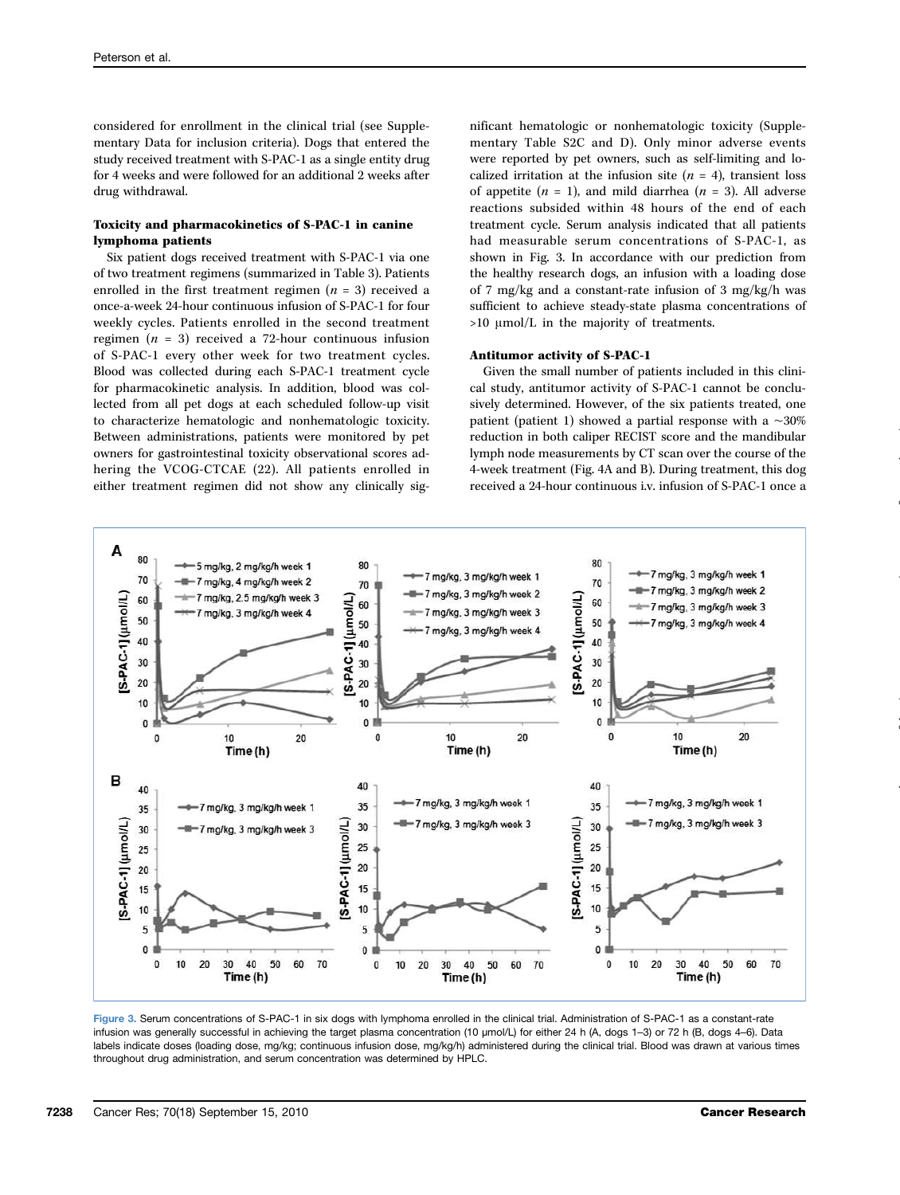considered for enrollment in the clinical trial (see Supplementary Data for inclusion criteria). Dogs that entered the study received treatment with S-PAC-1 as a single entity drug for 4 weeks and were followed for an additional 2 weeks after drug withdrawal.

### Toxicity and pharmacokinetics of S-PAC-1 in canine lymphoma patients

Six patient dogs received treatment with S-PAC-1 via one of two treatment regimens (summarized in Table 3). Patients enrolled in the first treatment regimen ($n$ = 3) received a once-a-week 24-hour continuous infusion of S-PAC-1 for four weekly cycles. Patients enrolled in the second treatment regimen ($n$ = 3) received a 72-hour continuous infusion of S-PAC-1 every other week for two treatment cycles. Blood was collected during each S-PAC-1 treatment cycle for pharmacokinetic analysis. In addition, blood was collected from all pet dogs at each scheduled follow-up visit to characterize hematologic and nonhematologic toxicity. Between administrations, patients were monitored by pet owners for gastrointestinal toxicity observational scores adhering the VCOG-CTCAE (22). All patients enrolled in either treatment regimen did not show any clinically significant hematologic or nonhematologic toxicity (Supplementary Table S2C and D). Only minor adverse events were reported by pet owners, such as self-limiting and localized irritation at the infusion site ($n$ = 4), transient loss of appetite ($n$ = 1), and mild diarrhea ($n$ = 3). All adverse reactions subsided within 48 hours of the end of each treatment cycle. Serum analysis indicated that all patients had measurable serum concentrations of S-PAC-1, as shown in Fig. 3. In accordance with our prediction from the healthy research dogs, an infusion with a loading dose of 7 mg/kg and a constant-rate infusion of 3 mg/kg/h was sufficient to achieve steady-state plasma concentrations of >10 μmol/L in the majority of treatments.

### Antitumor activity of S-PAC-1

Given the small number of patients included in this clinical study, antitumor activity of S-PAC-1 cannot be conclusively determined. However, of the six patients treated, one patient (patient 1) showed a partial response with a ~30% reduction in both caliper RECIST score and the mandibular lymph node measurements by CT scan over the course of the 4-week treatment (Fig. 4A and B). During treatment, this dog received a 24-hour continuous i.v. infusion of S-PAC-1 once a

Figure 3. Serum concentrations of S-PAC-1 in six dogs with lymphoma enrolled in the clinical trial. Administration of S-PAC-1 as a constant-rate infusion was generally successful in achieving the target plasma concentration (10 μmol/L) for either 24 h (A, dogs 1–3) or 72 h (B, dogs 4–6). Data labels indicate doses (loading dose, mg/kg; continuous infusion dose, mg/kg/h) administered during the clinical trial. Blood was drawn at various times throughout drug administration, and serum concentration was determined by HPLC.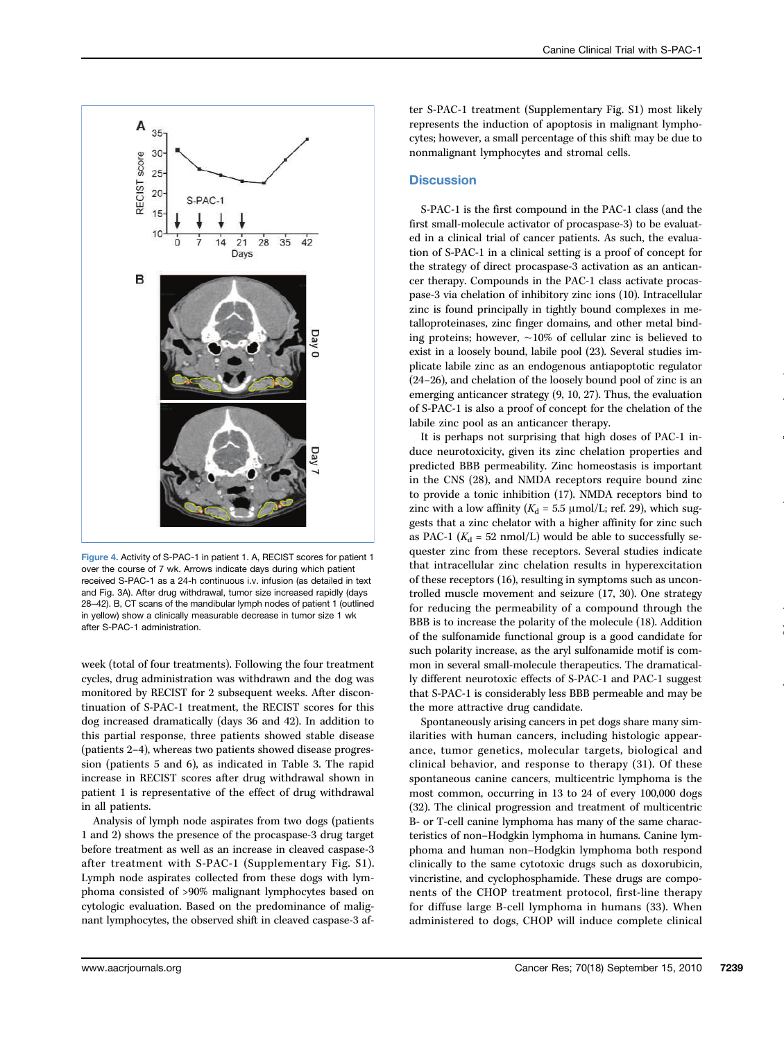Figure 4. Activity of S-PAC-1 in patient 1. A, RECIST scores for patient 1 over the course of 7 wk. Arrows indicate days during which patient received S-PAC-1 as a 24-h continuous i.v. infusion (as detailed in text and Fig. 3A). After drug withdrawal, tumor size increased rapidly (days 28–42). B, CT scans of the mandibular lymph nodes of patient 1 (outlined in yellow) show a clinically measurable decrease in tumor size 1 wk after S-PAC-1 administration.

week (total of four treatments). Following the four treatment cycles, drug administration was withdrawn and the dog was monitored by RECIST for 2 subsequent weeks. After discontinuation of S-PAC-1 treatment, the RECIST scores for this dog increased dramatically (days 36 and 42). In addition to this partial response, three patients showed stable disease (patients 2–4), whereas two patients showed disease progression (patients 5 and 6), as indicated in Table 3. The rapid increase in RECIST scores after drug withdrawal shown in patient 1 is representative of the effect of drug withdrawal in all patients.

Analysis of lymph node aspirates from two dogs (patients 1 and 2) shows the presence of the procaspase-3 drug target before treatment as well as an increase in cleaved caspase-3 after treatment with S-PAC-1 (Supplementary Fig. S1). Lymph node aspirates collected from these dogs with lymphoma consisted of >90% malignant lymphocytes based on cytologic evaluation. Based on the predominance of malignant lymphocytes, the observed shift in cleaved caspase-3 after S-PAC-1 treatment (Supplementary Fig. S1) most likely represents the induction of apoptosis in malignant lymphocytes; however, a small percentage of this shift may be due to nonmalignant lymphocytes and stromal cells.

## Discussion

S-PAC-1 is the first compound in the PAC-1 class (and the first small-molecule activator of procaspase-3) to be evaluated in a clinical trial of cancer patients. As such, the evaluation of S-PAC-1 in a clinical setting is a proof of concept for the strategy of direct procaspase-3 activation as an anticancer therapy. Compounds in the PAC-1 class activate procaspase-3 via chelation of inhibitory zinc ions (10). Intracellular zinc is found principally in tightly bound complexes in metalloproteinases, zinc finger domains, and other metal binding proteins; however, ~10% of cellular zinc is believed to exist in a loosely bound, labile pool (23). Several studies implicate labile zinc as an endogenous antiapoptotic regulator (24–26), and chelation of the loosely bound pool of zinc is an emerging anticancer strategy (9, 10, 27). Thus, the evaluation of S-PAC-1 is also a proof of concept for the chelation of the labile zinc pool as an anticancer therapy.

It is perhaps not surprising that high doses of PAC-1 induce neurotoxicity, given its zinc chelation properties and predicted BBB permeability. Zinc homeostasis is important in the CNS (28), and NMDA receptors require bound zinc to provide a tonic inhibition (17). NMDA receptors bind to zinc with a low affinity ($K_d$ = 5.5 μmol/L; ref. 29), which suggests that a zinc chelator with a higher affinity for zinc such as PAC-1 ($K_d$ = 52 nmol/L) would be able to successfully sequester zinc from these receptors. Several studies indicate that intracellular zinc chelation results in hyperexcitation of these receptors (16), resulting in symptoms such as uncontrolled muscle movement and seizure (17, 30). One strategy for reducing the permeability of a compound through the BBB is to increase the polarity of the molecule (18). Addition of the sulfonamide functional group is a good candidate for such polarity increase, as the aryl sulfonamide motif is common in several small-molecule therapeutics. The dramatically different neurotoxic effects of S-PAC-1 and PAC-1 suggest that S-PAC-1 is considerably less BBB permeable and may be the more attractive drug candidate.

Spontaneously arising cancers in pet dogs share many similarities with human cancers, including histologic appearance, tumor genetics, molecular targets, biological and clinical behavior, and response to therapy (31). Of these spontaneous canine cancers, multicentric lymphoma is the most common, occurring in 13 to 24 of every 100,000 dogs (32). The clinical progression and treatment of multicentric B- or T-cell canine lymphoma has many of the same characteristics of non–Hodgkin lymphoma in humans. Canine lymphoma and human non–Hodgkin lymphoma both respond clinically to the same cytotoxic drugs such as doxorubicin, vincristine, and cyclophosphamide. These drugs are components of the CHOP treatment protocol, first-line therapy for diffuse large B-cell lymphoma in humans (33). When administered to dogs, CHOP will induce complete clinical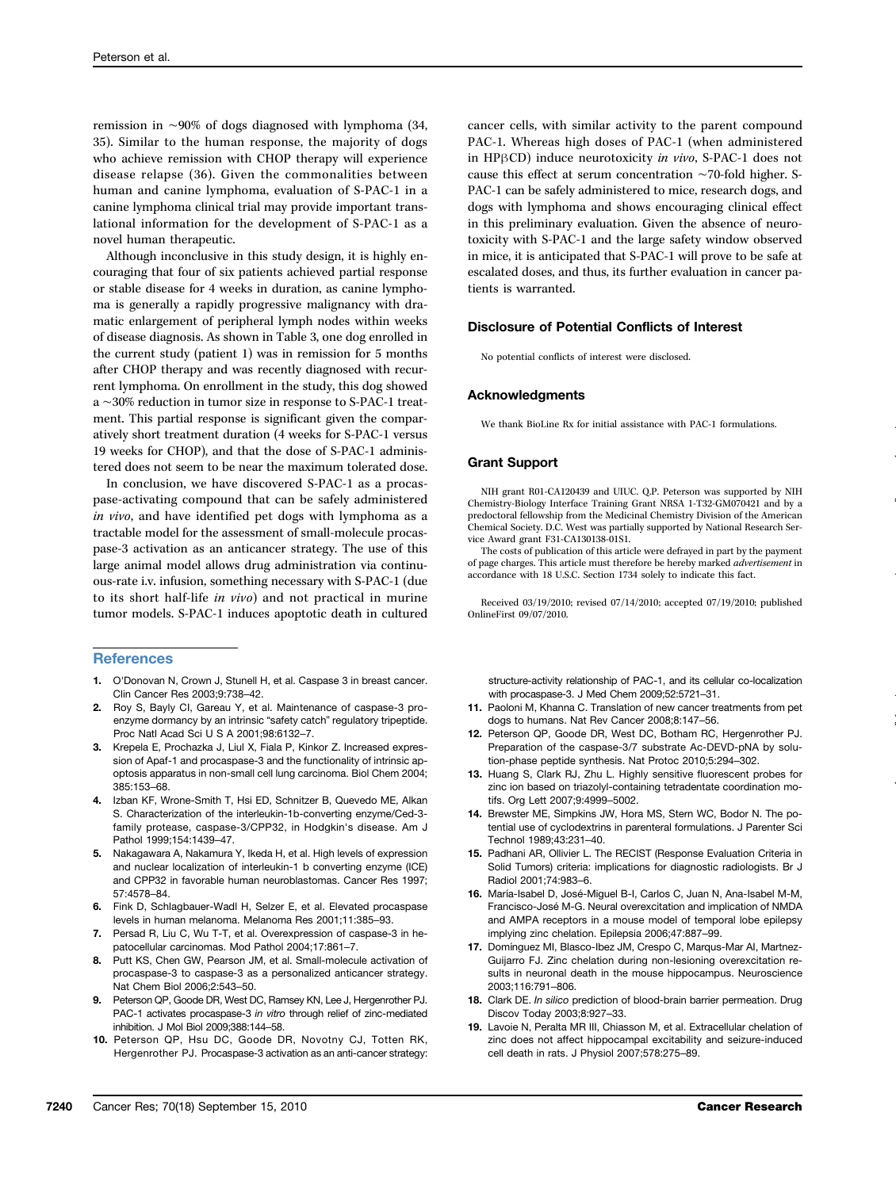remission in ~90% of dogs diagnosed with lymphoma (34, 35). Similar to the human response, the majority of dogs who achieve remission with CHOP therapy will experience disease relapse (36). Given the commonalities between human and canine lymphoma, evaluation of S-PAC-1 in a canine lymphoma clinical trial may provide important translational information for the development of S-PAC-1 as a novel human therapeutic.

Although inconclusive in this study design, it is highly encouraging that four of six patients achieved partial response or stable disease for 4 weeks in duration, as canine lymphoma is generally a rapidly progressive malignancy with dramatic enlargement of peripheral lymph nodes within weeks of disease diagnosis. As shown in Table 3, one dog enrolled in the current study (patient 1) was in remission for 5 months after CHOP therapy and was recently diagnosed with recurrent lymphoma. On enrollment in the study, this dog showed a ~30% reduction in tumor size in response to S-PAC-1 treatment. This partial response is significant given the comparatively short treatment duration (4 weeks for S-PAC-1 versus 19 weeks for CHOP), and that the dose of S-PAC-1 administered does not seem to be near the maximum tolerated dose.

In conclusion, we have discovered S-PAC-1 as a procaspase-activating compound that can be safely administered *in vivo*, and have identified pet dogs with lymphoma as a tractable model for the assessment of small-molecule procaspase-3 activation as an anticancer strategy. The use of this large animal model allows drug administration via continuous-rate i.v. infusion, something necessary with S-PAC-1 (due to its short half-life *in vivo*) and not practical in murine tumor models. S-PAC-1 induces apoptotic death in cultured cancer cells, with similar activity to the parent compound PAC-1. Whereas high doses of PAC-1 (when administered in HPβCD) induce neurotoxicity *in vivo*, S-PAC-1 does not cause this effect at serum concentration ~70-fold higher. S-PAC-1 can be safely administered to mice, research dogs, and dogs with lymphoma and shows encouraging clinical effect in this preliminary evaluation. Given the absence of neurotoxicity with S-PAC-1 and the large safety window observed in mice, it is anticipated that S-PAC-1 will prove to be safe at escalated doses, and thus, its further evaluation in cancer patients is warranted.

## Disclosure of Potential Conflicts of Interest

No potential conflicts of interest were disclosed.

## Acknowledgments

We thank BioLine Rx for initial assistance with PAC-1 formulations.

## Grant Support

NIH grant R01-CA120439 and UIUC. Q.P. Peterson was supported by NIH Chemistry-Biology Interface Training Grant NRSA 1-T32-GM070421 and by a predoctoral fellowship from the Medicinal Chemistry Division of the American Chemical Society. D.C. West was partially supported by National Research Service Award grant F31-CA130138-01S1.

The costs of publication of this article were defrayed in part by the payment of page charges. This article must therefore be hereby marked *advertisement* in accordance with 18 U.S.C. Section 1734 solely to indicate this fact.

Received 03/19/2010; revised 07/14/2010; accepted 07/19/2010; published OnlineFirst 09/07/2010.

## References

1. O'Donovan N, Crown J, Stunell H, et al. Caspase 3 in breast cancer. Clin Cancer Res 2003;9:738–42.
2. Roy S, Bayly CI, Gareau Y, et al. Maintenance of caspase-3 proenzyme dormancy by an intrinsic "safety catch" regulatory tripeptide. Proc Natl Acad Sci U S A 2001;98:6132–7.
3. Krepela E, Prochazka J, Liul X, Fiala P, Kinkor Z. Increased expression of Apaf-1 and procaspase-3 and the functionality of intrinsic apoptosis apparatus in non-small cell lung carcinoma. Biol Chem 2004; 385:153–68.
4. Izban KF, Wrone-Smith T, Hsi ED, Schnitzer B, Quevedo ME, Alkan S. Characterization of the interleukin-1b-converting enzyme/Ced-3-family protease, caspase-3/CPP32, in Hodgkin's disease. Am J Pathol 1999;154:1439–47.
5. Nakagawara A, Nakamura Y, Ikeda H, et al. High levels of expression and nuclear localization of interleukin-1 b converting enzyme (ICE) and CPP32 in favorable human neuroblastomas. Cancer Res 1997; 57:4578–84.
6. Fink D, Schlagbauer-Wadl H, Selzer E, et al. Elevated procaspase levels in human melanoma. Melanoma Res 2001;11:385–93.
7. Persad R, Liu C, Wu T-T, et al. Overexpression of caspase-3 in hepatocellular carcinomas. Mod Pathol 2004;17:861–7.
8. Putt KS, Chen GW, Pearson JM, et al. Small-molecule activation of procaspase-3 to caspase-3 as a personalized anticancer strategy. Nat Chem Biol 2006;2:543–50.
9. Peterson QP, Goode DR, West DC, Ramsey KN, Lee J, Hergenrother PJ. PAC-1 activates procaspase-3 *in vitro* through relief of zinc-mediated inhibition. J Mol Biol 2009;388:144–58.
10. Peterson QP, Hsu DC, Goode DR, Novotny CJ, Totten RK, Hergenrother PJ. Procaspase-3 activation as an anti-cancer strategy: structure-activity relationship of PAC-1, and its cellular co-localization with procaspase-3. J Med Chem 2009;52:5721–31.
11. Paoloni M, Khanna C. Translation of new cancer treatments from pet dogs to humans. Nat Rev Cancer 2008;8:147–56.
12. Peterson QP, Goode DR, West DC, Botham RC, Hergenrother PJ. Preparation of the caspase-3/7 substrate Ac-DEVD-pNA by solution-phase peptide synthesis. Nat Protoc 2010;5:294–302.
13. Huang S, Clark RJ, Zhu L. Highly sensitive fluorescent probes for zinc ion based on triazolyl-containing tetradentate coordination motifs. Org Lett 2007;9:4999–5002.
14. Brewster ME, Simpkins JW, Hora MS, Stern WC, Bodor N. The potential use of cyclodextrins in parenteral formulations. J Parenter Sci Technol 1989;43:231–40.
15. Padhani AR, Ollivier L. The RECIST (Response Evaluation Criteria in Solid Tumors) criteria: implications for diagnostic radiologists. Br J Radiol 2001;74:983–6.
16. María-Isabel D, José-Miguel B-I, Carlos C, Juan N, Ana-Isabel M-M, Francisco-José M-G. Neural overexcitation and implication of NMDA and AMPA receptors in a mouse model of temporal lobe epilepsy implying zinc chelation. Epilepsia 2006;47:887–99.
17. Domínguez MI, Blasco-Ibez JM, Crespo C, Marqus-Mar AI, Martnez-Guijarro FJ. Zinc chelation during non-lesioning overexcitation results in neuronal death in the mouse hippocampus. Neuroscience 2003;116:791–806.
18. Clark DE. *In silico* prediction of blood-brain barrier permeation. Drug Discov Today 2003;8:927–33.
19. Lavoie N, Peralta MR III, Chiasson M, et al. Extracellular chelation of zinc does not affect hippocampal excitability and seizure-induced cell death in rats. J Physiol 2007;578:275–89.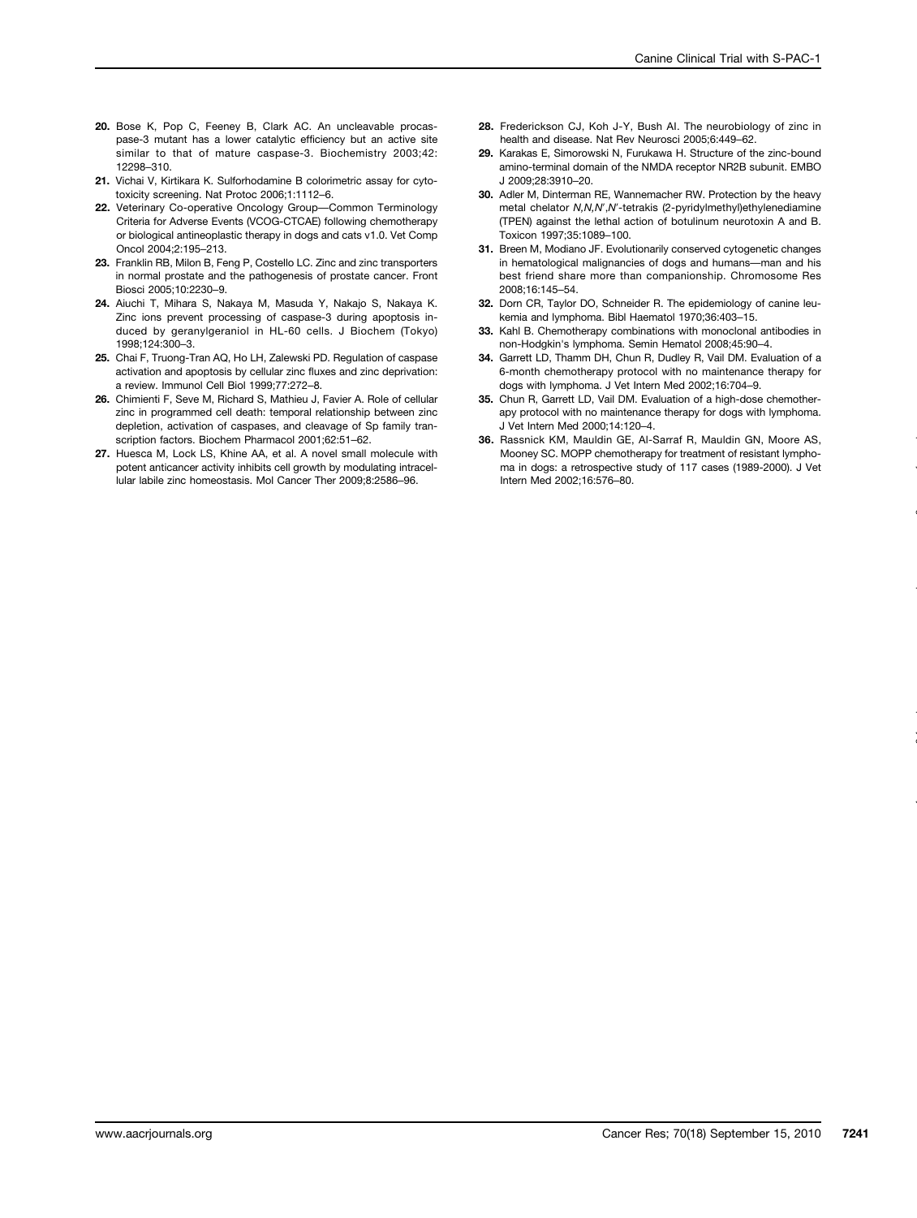20. Bose K, Pop C, Feeney B, Clark AC. An uncleavable procaspase-3 mutant has a lower catalytic efficiency but an active site similar to that of mature caspase-3. Biochemistry 2003;42: 12298–310.
21. Vichai V, Kirtikara K. Sulforhodamine B colorimetric assay for cytotoxicity screening. Nat Protoc 2006;1:1112–6.
22. Veterinary Co-operative Oncology Group—Common Terminology Criteria for Adverse Events (VCOG-CTCAE) following chemotherapy or biological antineoplastic therapy in dogs and cats v1.0. Vet Comp Oncol 2004;2:195–213.
23. Franklin RB, Milon B, Feng P, Costello LC. Zinc and zinc transporters in normal prostate and the pathogenesis of prostate cancer. Front Biosci 2005;10:2230–9.
24. Aiuchi T, Mihara S, Nakaya M, Masuda Y, Nakajo S, Nakaya K. Zinc ions prevent processing of caspase-3 during apoptosis induced by geranylgeraniol in HL-60 cells. J Biochem (Tokyo) 1998;124:300–3.
25. Chai F, Truong-Tran AQ, Ho LH, Zalewski PD. Regulation of caspase activation and apoptosis by cellular zinc fluxes and zinc deprivation: a review. Immunol Cell Biol 1999;77:272–8.
26. Chimienti F, Seve M, Richard S, Mathieu J, Favier A. Role of cellular zinc in programmed cell death: temporal relationship between zinc depletion, activation of caspases, and cleavage of Sp family transcription factors. Biochem Pharmacol 2001;62:51–62.
27. Huesca M, Lock LS, Khine AA, et al. A novel small molecule with potent anticancer activity inhibits cell growth by modulating intracellular labile zinc homeostasis. Mol Cancer Ther 2009;8:2586–96.
28. Frederickson CJ, Koh J-Y, Bush AI. The neurobiology of zinc in health and disease. Nat Rev Neurosci 2005;6:449–62.
29. Karakas E, Simorowski N, Furukawa H. Structure of the zinc-bound amino-terminal domain of the NMDA receptor NR2B subunit. EMBO J 2009;28:3910–20.
30. Adler M, Dinterman RE, Wannemacher RW. Protection by the heavy metal chelator *N,N,N′,N′*-tetrakis (2-pyridylmethyl)ethylenediamine (TPEN) against the lethal action of botulinum neurotoxin A and B. Toxicon 1997;35:1089–100.
31. Breen M, Modiano JF. Evolutionarily conserved cytogenetic changes in hematological malignancies of dogs and humans—man and his best friend share more than companionship. Chromosome Res 2008;16:145–54.
32. Dorn CR, Taylor DO, Schneider R. The epidemiology of canine leukemia and lymphoma. Bibl Haematol 1970;36:403–15.
33. Kahl B. Chemotherapy combinations with monoclonal antibodies in non-Hodgkin's lymphoma. Semin Hematol 2008;45:90–4.
34. Garrett LD, Thamm DH, Chun R, Dudley R, Vail DM. Evaluation of a 6-month chemotherapy protocol with no maintenance therapy for dogs with lymphoma. J Vet Intern Med 2002;16:704–9.
35. Chun R, Garrett LD, Vail DM. Evaluation of a high-dose chemotherapy protocol with no maintenance therapy for dogs with lymphoma. J Vet Intern Med 2000;14:120–4.
36. Rassnick KM, Mauldin GE, Al-Sarraf R, Mauldin GN, Moore AS, Mooney SC. MOPP chemotherapy for treatment of resistant lymphoma in dogs: a retrospective study of 117 cases (1989-2000). J Vet Intern Med 2002;16:576–80.